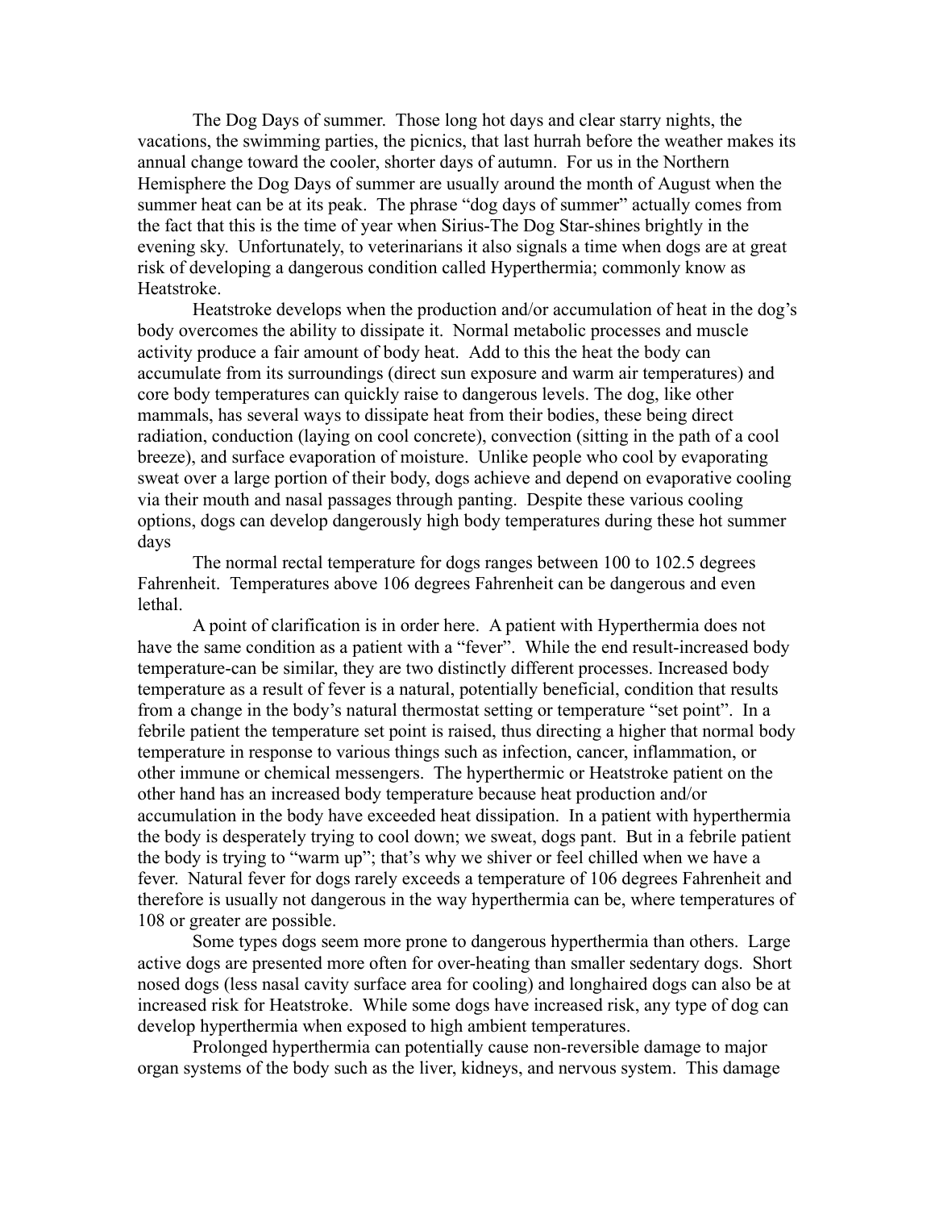The Dog Days of summer. Those long hot days and clear starry nights, the vacations, the swimming parties, the picnics, that last hurrah before the weather makes its annual change toward the cooler, shorter days of autumn. For us in the Northern Hemisphere the Dog Days of summer are usually around the month of August when the summer heat can be at its peak. The phrase "dog days of summer" actually comes from the fact that this is the time of year when Sirius-The Dog Star-shines brightly in the evening sky. Unfortunately, to veterinarians it also signals a time when dogs are at great risk of developing a dangerous condition called Hyperthermia; commonly know as Heatstroke.

Heatstroke develops when the production and/or accumulation of heat in the dog's body overcomes the ability to dissipate it. Normal metabolic processes and muscle activity produce a fair amount of body heat. Add to this the heat the body can accumulate from its surroundings (direct sun exposure and warm air temperatures) and core body temperatures can quickly raise to dangerous levels. The dog, like other mammals, has several ways to dissipate heat from their bodies, these being direct radiation, conduction (laying on cool concrete), convection (sitting in the path of a cool breeze), and surface evaporation of moisture. Unlike people who cool by evaporating sweat over a large portion of their body, dogs achieve and depend on evaporative cooling via their mouth and nasal passages through panting. Despite these various cooling options, dogs can develop dangerously high body temperatures during these hot summer days

The normal rectal temperature for dogs ranges between 100 to 102.5 degrees Fahrenheit. Temperatures above 106 degrees Fahrenheit can be dangerous and even lethal.

A point of clarification is in order here. A patient with Hyperthermia does not have the same condition as a patient with a "fever". While the end result-increased body temperature-can be similar, they are two distinctly different processes. Increased body temperature as a result of fever is a natural, potentially beneficial, condition that results from a change in the body's natural thermostat setting or temperature "set point". In a febrile patient the temperature set point is raised, thus directing a higher that normal body temperature in response to various things such as infection, cancer, inflammation, or other immune or chemical messengers. The hyperthermic or Heatstroke patient on the other hand has an increased body temperature because heat production and/or accumulation in the body have exceeded heat dissipation. In a patient with hyperthermia the body is desperately trying to cool down; we sweat, dogs pant. But in a febrile patient the body is trying to "warm up"; that's why we shiver or feel chilled when we have a fever. Natural fever for dogs rarely exceeds a temperature of 106 degrees Fahrenheit and therefore is usually not dangerous in the way hyperthermia can be, where temperatures of 108 or greater are possible.

Some types dogs seem more prone to dangerous hyperthermia than others. Large active dogs are presented more often for over-heating than smaller sedentary dogs. Short nosed dogs (less nasal cavity surface area for cooling) and longhaired dogs can also be at increased risk for Heatstroke. While some dogs have increased risk, any type of dog can develop hyperthermia when exposed to high ambient temperatures.

Prolonged hyperthermia can potentially cause non-reversible damage to major organ systems of the body such as the liver, kidneys, and nervous system. This damage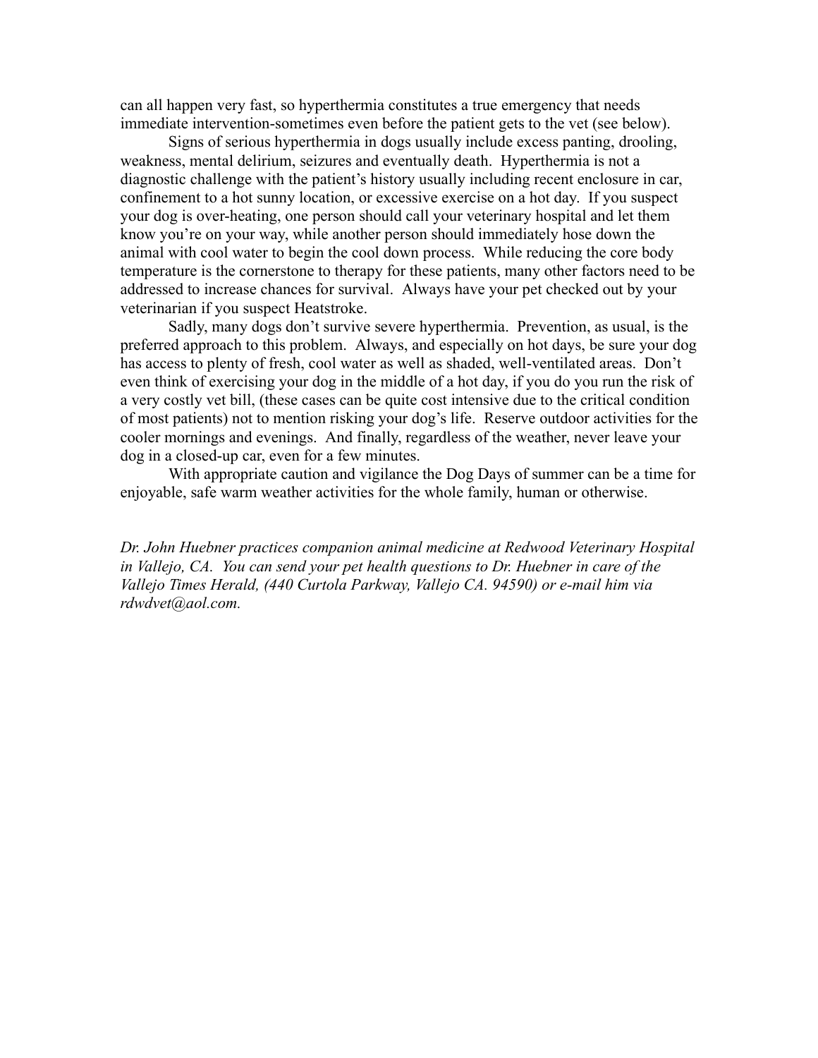can all happen very fast, so hyperthermia constitutes a true emergency that needs immediate intervention-sometimes even before the patient gets to the vet (see below).

Signs of serious hyperthermia in dogs usually include excess panting, drooling, weakness, mental delirium, seizures and eventually death. Hyperthermia is not a diagnostic challenge with the patient's history usually including recent enclosure in car, confinement to a hot sunny location, or excessive exercise on a hot day. If you suspect your dog is over-heating, one person should call your veterinary hospital and let them know you're on your way, while another person should immediately hose down the animal with cool water to begin the cool down process. While reducing the core body temperature is the cornerstone to therapy for these patients, many other factors need to be addressed to increase chances for survival. Always have your pet checked out by your veterinarian if you suspect Heatstroke.

Sadly, many dogs don't survive severe hyperthermia. Prevention, as usual, is the preferred approach to this problem. Always, and especially on hot days, be sure your dog has access to plenty of fresh, cool water as well as shaded, well-ventilated areas. Don't even think of exercising your dog in the middle of a hot day, if you do you run the risk of a very costly vet bill, (these cases can be quite cost intensive due to the critical condition of most patients) not to mention risking your dog's life. Reserve outdoor activities for the cooler mornings and evenings. And finally, regardless of the weather, never leave your dog in a closed-up car, even for a few minutes.

With appropriate caution and vigilance the Dog Days of summer can be a time for enjoyable, safe warm weather activities for the whole family, human or otherwise.

*Dr. John Huebner practices companion animal medicine at Redwood Veterinary Hospital in Vallejo, CA. You can send your pet health questions to Dr. Huebner in care of the Vallejo Times Herald, (440 Curtola Parkway, Vallejo CA. 94590) or e-mail him via rdwdvet@aol.com.*